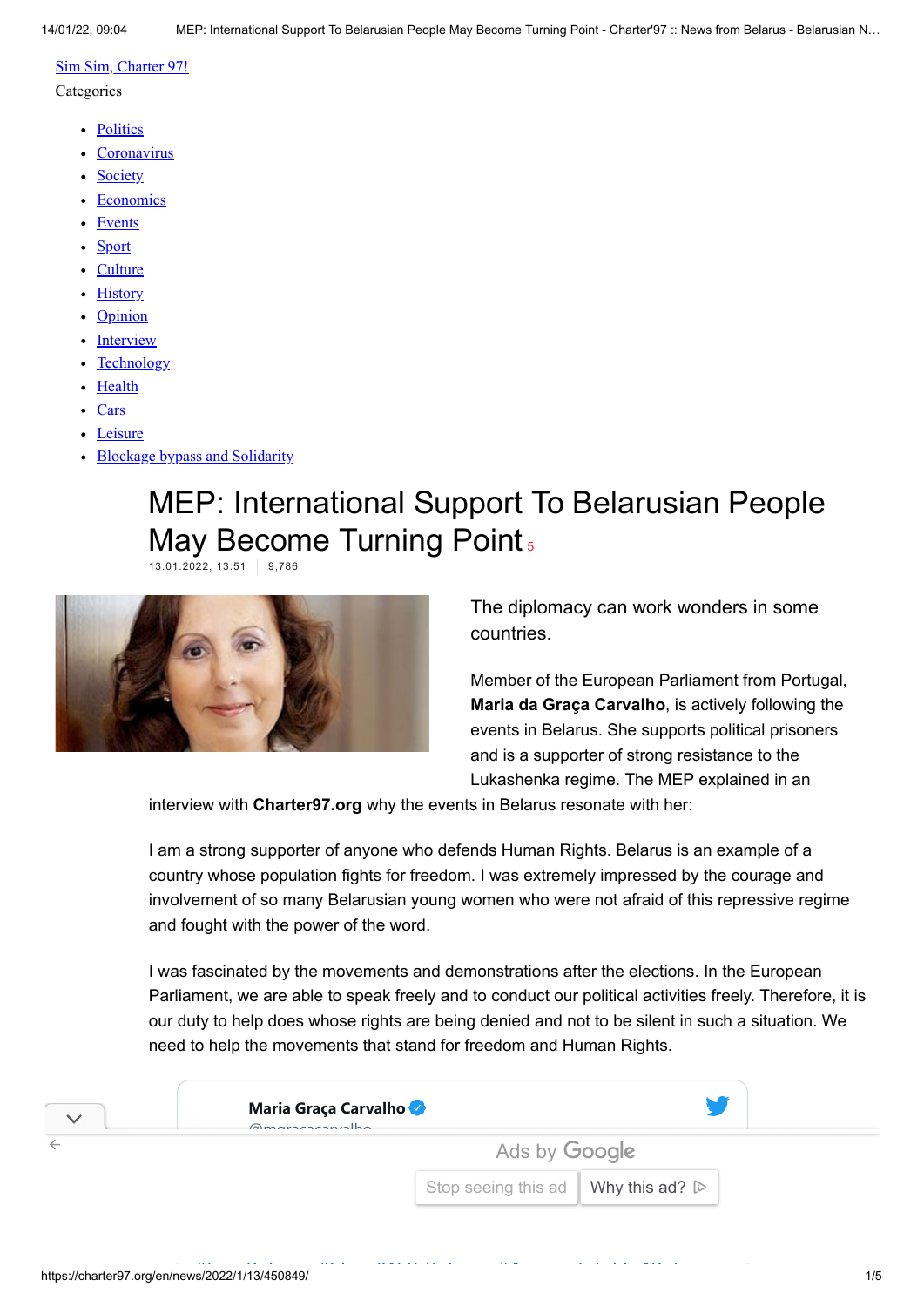Sim Sim, Charter 97!

Categories

- Politics
- Coronavirus
- Society
- Economics
- Events
- Sport
- Culture
- History
- Opinion
- Interview
- Technology
- Health
- Cars
- Leisure
- Blockage bypass and Solidarity

# MEP: International Support To Belarusian People May Become Turning Point 5

13.01.2022, 13:51 9,786

The diplomacy can work wonders in some countries.

Member of the European Parliament from Portugal, **Maria da Graça Carvalho**, is actively following the events in Belarus. She supports political prisoners and is a supporter of strong resistance to the Lukashenka regime. The MEP explained in an interview with **Charter97.org** why the events in Belarus resonate with her:

I am a strong supporter of anyone who defends Human Rights. Belarus is an example of a country whose population fights for freedom. I was extremely impressed by the courage and involvement of so many Belarusian young women who were not afraid of this repressive regime and fought with the power of the word.

I was fascinated by the movements and demonstrations after the elections. In the European Parliament, we are able to speak freely and to conduct our political activities freely. Therefore, it is our duty to help does whose rights are being denied and not to be silent in such a situation. We need to help the movements that stand for freedom and Human Rights.

Maria Graça Carvalho
@mgracacarvalho

Ads by Google

Stop seeing this ad Why this ad?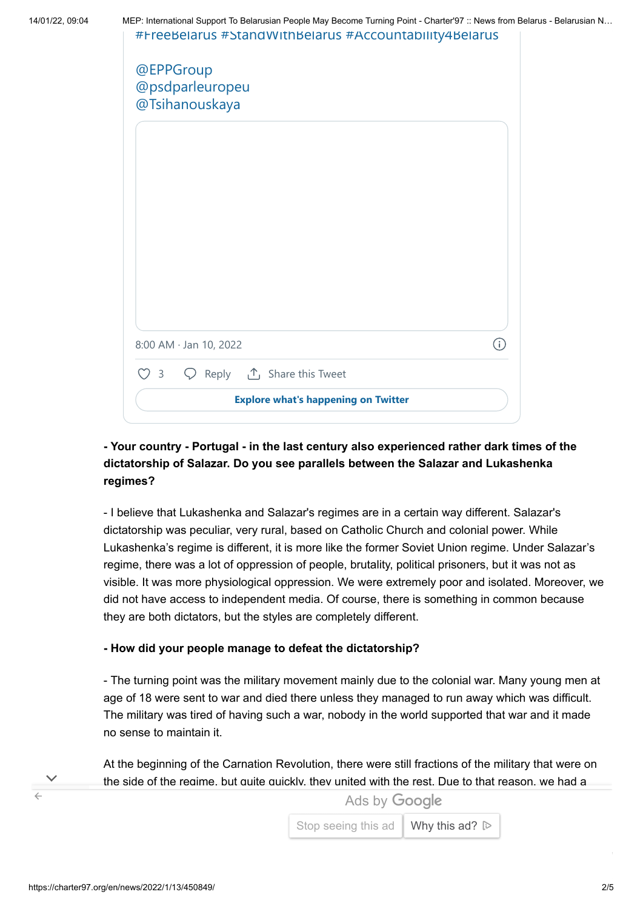#FreeBelarus #StandWithBelarus #Accountability4Belarus

@EPPGroup
@psdparleuropeu
@Tsihanouskaya

8:00 AM · Jan 10, 2022

3 Reply Share this Tweet

Explore what's happening on Twitter

**- Your country - Portugal - in the last century also experienced rather dark times of the dictatorship of Salazar. Do you see parallels between the Salazar and Lukashenka regimes?**

- I believe that Lukashenka and Salazar's regimes are in a certain way different. Salazar's dictatorship was peculiar, very rural, based on Catholic Church and colonial power. While Lukashenka's regime is different, it is more like the former Soviet Union regime. Under Salazar's regime, there was a lot of oppression of people, brutality, political prisoners, but it was not as visible. It was more physiological oppression. We were extremely poor and isolated. Moreover, we did not have access to independent media. Of course, there is something in common because they are both dictators, but the styles are completely different.

**- How did your people manage to defeat the dictatorship?**

- The turning point was the military movement mainly due to the colonial war. Many young men at age of 18 were sent to war and died there unless they managed to run away which was difficult. The military was tired of having such a war, nobody in the world supported that war and it made no sense to maintain it.

At the beginning of the Carnation Revolution, there were still fractions of the military that were on the side of the regime, but quite quickly, they united with the rest. Due to that reason, we had a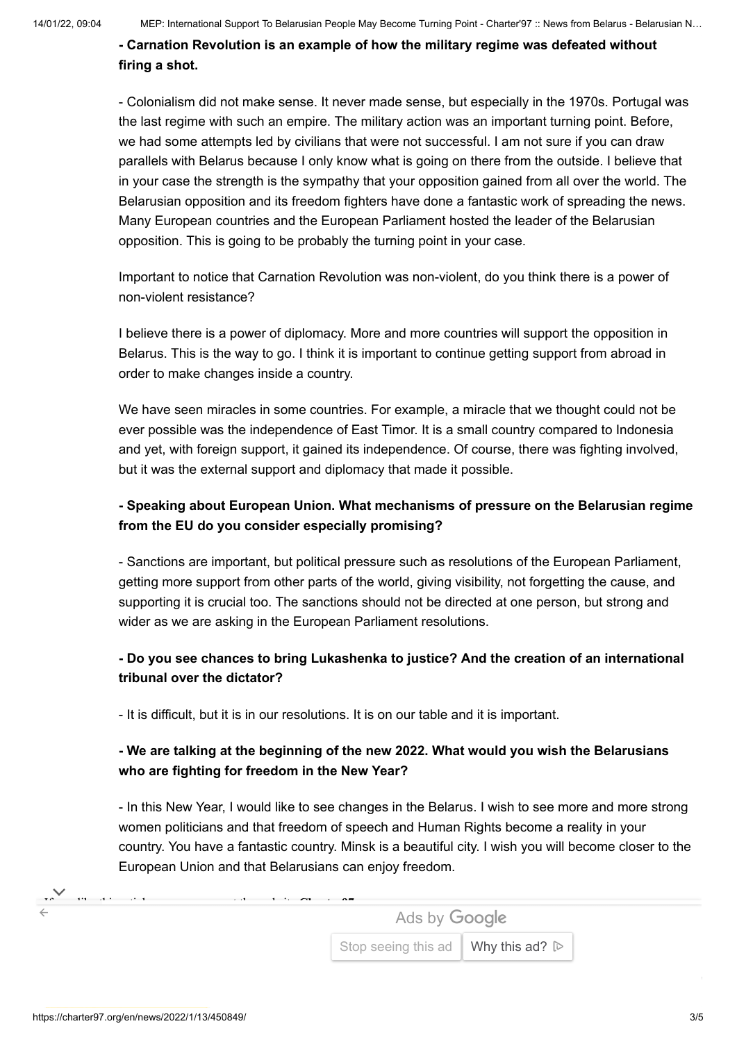**- Carnation Revolution is an example of how the military regime was defeated without firing a shot.**

- Colonialism did not make sense. It never made sense, but especially in the 1970s. Portugal was the last regime with such an empire. The military action was an important turning point. Before, we had some attempts led by civilians that were not successful. I am not sure if you can draw parallels with Belarus because I only know what is going on there from the outside. I believe that in your case the strength is the sympathy that your opposition gained from all over the world. The Belarusian opposition and its freedom fighters have done a fantastic work of spreading the news. Many European countries and the European Parliament hosted the leader of the Belarusian opposition. This is going to be probably the turning point in your case.

Important to notice that Carnation Revolution was non-violent, do you think there is a power of non-violent resistance?

I believe there is a power of diplomacy. More and more countries will support the opposition in Belarus. This is the way to go. I think it is important to continue getting support from abroad in order to make changes inside a country.

We have seen miracles in some countries. For example, a miracle that we thought could not be ever possible was the independence of East Timor. It is a small country compared to Indonesia and yet, with foreign support, it gained its independence. Of course, there was fighting involved, but it was the external support and diplomacy that made it possible.

**- Speaking about European Union. What mechanisms of pressure on the Belarusian regime from the EU do you consider especially promising?**

- Sanctions are important, but political pressure such as resolutions of the European Parliament, getting more support from other parts of the world, giving visibility, not forgetting the cause, and supporting it is crucial too. The sanctions should not be directed at one person, but strong and wider as we are asking in the European Parliament resolutions.

**- Do you see chances to bring Lukashenka to justice? And the creation of an international tribunal over the dictator?**

- It is difficult, but it is in our resolutions. It is on our table and it is important.

**- We are talking at the beginning of the new 2022. What would you wish the Belarusians who are fighting for freedom in the New Year?**

- In this New Year, I would like to see changes in the Belarus. I wish to see more and more strong women politicians and that freedom of speech and Human Rights become a reality in your country. You have a fantastic country. Minsk is a beautiful city. I wish you will become closer to the European Union and that Belarusians can enjoy freedom.